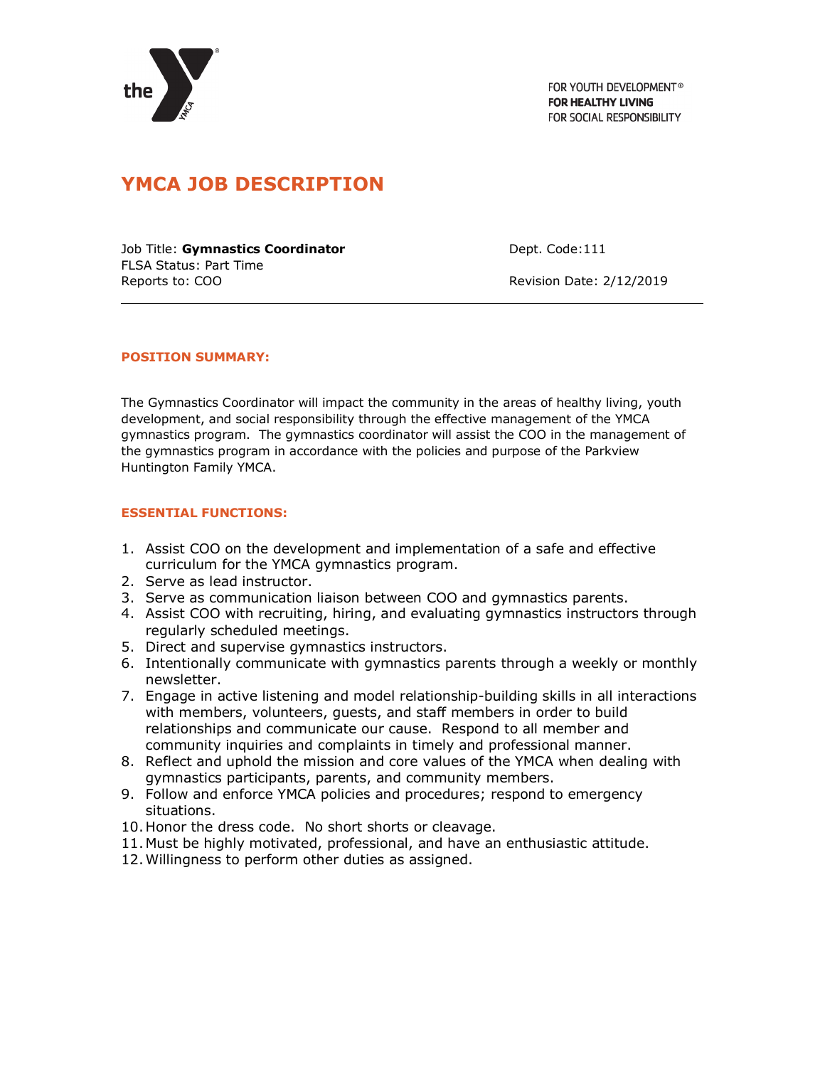the YMCA

FOR YOUTH DEVELOPMENT®
**FOR HEALTHY LIVING**
FOR SOCIAL RESPONSIBILITY

# YMCA JOB DESCRIPTION

Job Title: **Gymnastics Coordinator**
FLSA Status: Part Time
Reports to: COO

Dept. Code:111

Revision Date: 2/12/2019

---

## POSITION SUMMARY:

The Gymnastics Coordinator will impact the community in the areas of healthy living, youth development, and social responsibility through the effective management of the YMCA gymnastics program. The gymnastics coordinator will assist the COO in the management of the gymnastics program in accordance with the policies and purpose of the Parkview Huntington Family YMCA.

## ESSENTIAL FUNCTIONS:

1. Assist COO on the development and implementation of a safe and effective curriculum for the YMCA gymnastics program.
2. Serve as lead instructor.
3. Serve as communication liaison between COO and gymnastics parents.
4. Assist COO with recruiting, hiring, and evaluating gymnastics instructors through regularly scheduled meetings.
5. Direct and supervise gymnastics instructors.
6. Intentionally communicate with gymnastics parents through a weekly or monthly newsletter.
7. Engage in active listening and model relationship-building skills in all interactions with members, volunteers, guests, and staff members in order to build relationships and communicate our cause. Respond to all member and community inquiries and complaints in timely and professional manner.
8. Reflect and uphold the mission and core values of the YMCA when dealing with gymnastics participants, parents, and community members.
9. Follow and enforce YMCA policies and procedures; respond to emergency situations.
10. Honor the dress code. No short shorts or cleavage.
11. Must be highly motivated, professional, and have an enthusiastic attitude.
12. Willingness to perform other duties as assigned.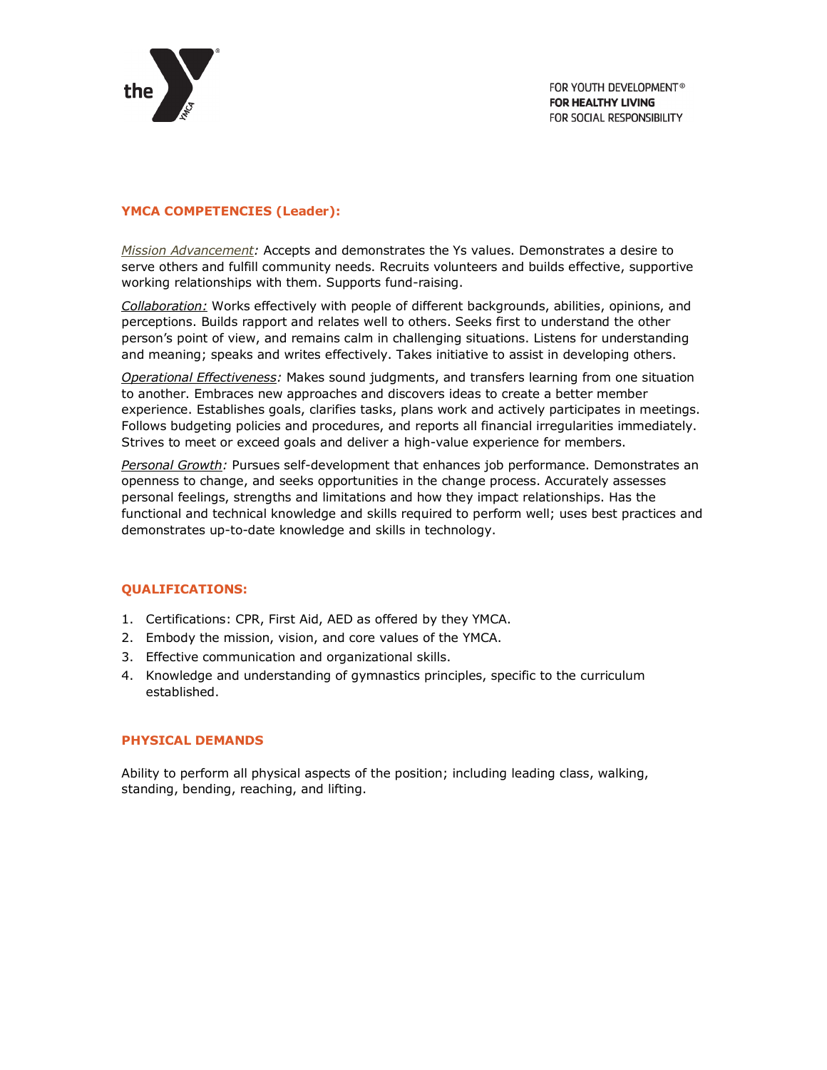## YMCA COMPETENCIES (Leader):

*Mission Advancement:* Accepts and demonstrates the Ys values. Demonstrates a desire to serve others and fulfill community needs. Recruits volunteers and builds effective, supportive working relationships with them. Supports fund-raising.

*Collaboration:* Works effectively with people of different backgrounds, abilities, opinions, and perceptions. Builds rapport and relates well to others. Seeks first to understand the other person's point of view, and remains calm in challenging situations. Listens for understanding and meaning; speaks and writes effectively. Takes initiative to assist in developing others.

*Operational Effectiveness:* Makes sound judgments, and transfers learning from one situation to another. Embraces new approaches and discovers ideas to create a better member experience. Establishes goals, clarifies tasks, plans work and actively participates in meetings. Follows budgeting policies and procedures, and reports all financial irregularities immediately. Strives to meet or exceed goals and deliver a high-value experience for members.

*Personal Growth:* Pursues self-development that enhances job performance. Demonstrates an openness to change, and seeks opportunities in the change process. Accurately assesses personal feelings, strengths and limitations and how they impact relationships. Has the functional and technical knowledge and skills required to perform well; uses best practices and demonstrates up-to-date knowledge and skills in technology.

## QUALIFICATIONS:

1. Certifications: CPR, First Aid, AED as offered by they YMCA.
2. Embody the mission, vision, and core values of the YMCA.
3. Effective communication and organizational skills.
4. Knowledge and understanding of gymnastics principles, specific to the curriculum established.

## PHYSICAL DEMANDS

Ability to perform all physical aspects of the position; including leading class, walking, standing, bending, reaching, and lifting.